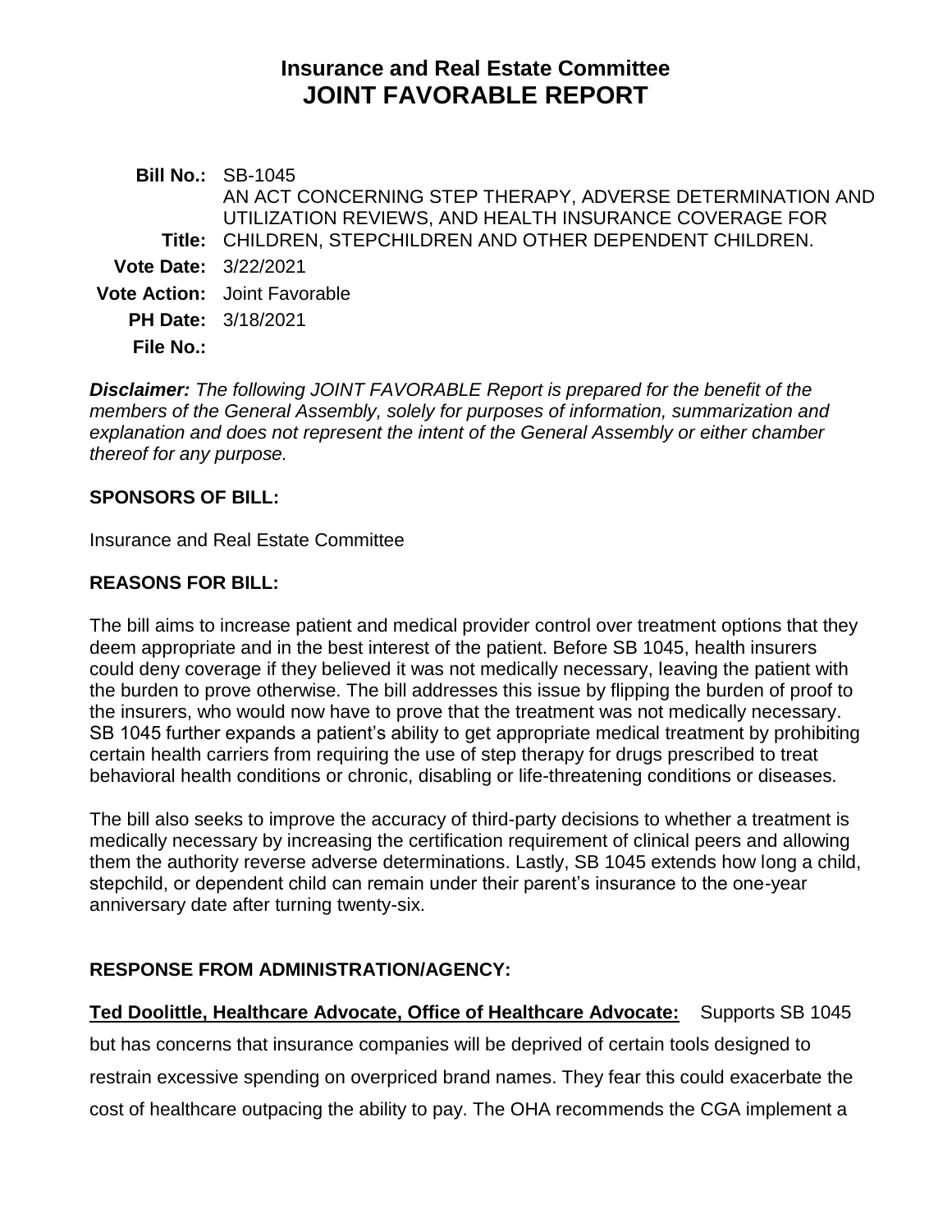# Insurance and Real Estate Committee
# JOINT FAVORABLE REPORT

**Bill No.:** SB-1045

**Title:** AN ACT CONCERNING STEP THERAPY, ADVERSE DETERMINATION AND UTILIZATION REVIEWS, AND HEALTH INSURANCE COVERAGE FOR CHILDREN, STEPCHILDREN AND OTHER DEPENDENT CHILDREN.

**Vote Date:** 3/22/2021

**Vote Action:** Joint Favorable

**PH Date:** 3/18/2021

**File No.:**

***Disclaimer:*** *The following JOINT FAVORABLE Report is prepared for the benefit of the members of the General Assembly, solely for purposes of information, summarization and explanation and does not represent the intent of the General Assembly or either chamber thereof for any purpose.*

## SPONSORS OF BILL:

Insurance and Real Estate Committee

## REASONS FOR BILL:

The bill aims to increase patient and medical provider control over treatment options that they deem appropriate and in the best interest of the patient. Before SB 1045, health insurers could deny coverage if they believed it was not medically necessary, leaving the patient with the burden to prove otherwise. The bill addresses this issue by flipping the burden of proof to the insurers, who would now have to prove that the treatment was not medically necessary. SB 1045 further expands a patient's ability to get appropriate medical treatment by prohibiting certain health carriers from requiring the use of step therapy for drugs prescribed to treat behavioral health conditions or chronic, disabling or life-threatening conditions or diseases.

The bill also seeks to improve the accuracy of third-party decisions to whether a treatment is medically necessary by increasing the certification requirement of clinical peers and allowing them the authority reverse adverse determinations. Lastly, SB 1045 extends how long a child, stepchild, or dependent child can remain under their parent's insurance to the one-year anniversary date after turning twenty-six.

## RESPONSE FROM ADMINISTRATION/AGENCY:

**Ted Doolittle, Healthcare Advocate, Office of Healthcare Advocate:** Supports SB 1045 but has concerns that insurance companies will be deprived of certain tools designed to restrain excessive spending on overpriced brand names. They fear this could exacerbate the cost of healthcare outpacing the ability to pay. The OHA recommends the CGA implement a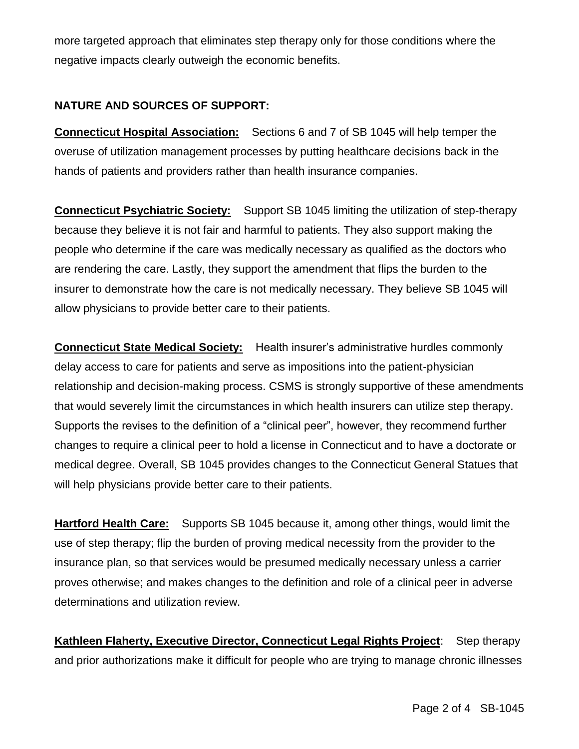more targeted approach that eliminates step therapy only for those conditions where the negative impacts clearly outweigh the economic benefits.

**NATURE AND SOURCES OF SUPPORT:**

**Connecticut Hospital Association:** Sections 6 and 7 of SB 1045 will help temper the overuse of utilization management processes by putting healthcare decisions back in the hands of patients and providers rather than health insurance companies.

**Connecticut Psychiatric Society:** Support SB 1045 limiting the utilization of step-therapy because they believe it is not fair and harmful to patients. They also support making the people who determine if the care was medically necessary as qualified as the doctors who are rendering the care. Lastly, they support the amendment that flips the burden to the insurer to demonstrate how the care is not medically necessary. They believe SB 1045 will allow physicians to provide better care to their patients.

**Connecticut State Medical Society:** Health insurer's administrative hurdles commonly delay access to care for patients and serve as impositions into the patient-physician relationship and decision-making process. CSMS is strongly supportive of these amendments that would severely limit the circumstances in which health insurers can utilize step therapy. Supports the revises to the definition of a "clinical peer", however, they recommend further changes to require a clinical peer to hold a license in Connecticut and to have a doctorate or medical degree. Overall, SB 1045 provides changes to the Connecticut General Statues that will help physicians provide better care to their patients.

**Hartford Health Care:** Supports SB 1045 because it, among other things, would limit the use of step therapy; flip the burden of proving medical necessity from the provider to the insurance plan, so that services would be presumed medically necessary unless a carrier proves otherwise; and makes changes to the definition and role of a clinical peer in adverse determinations and utilization review.

**Kathleen Flaherty, Executive Director, Connecticut Legal Rights Project**: Step therapy and prior authorizations make it difficult for people who are trying to manage chronic illnesses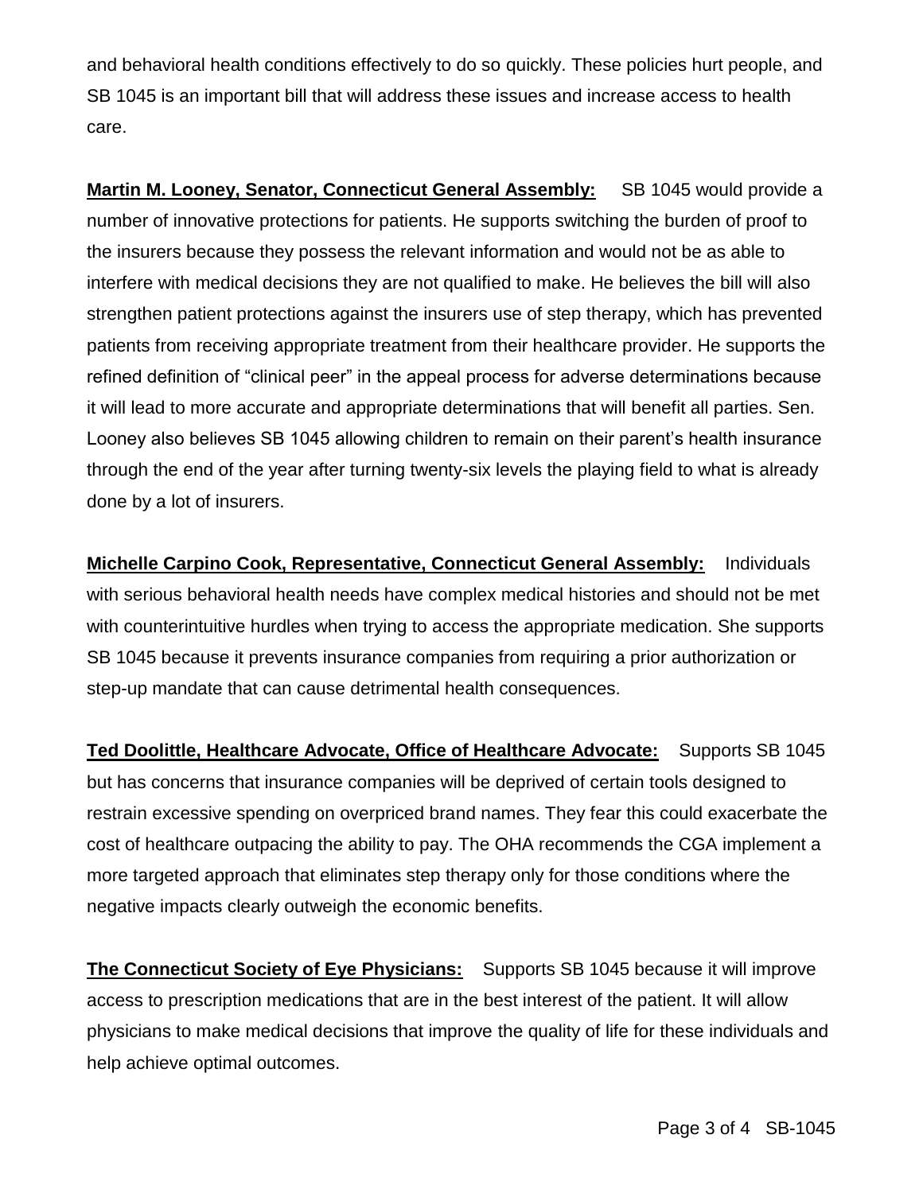and behavioral health conditions effectively to do so quickly. These policies hurt people, and SB 1045 is an important bill that will address these issues and increase access to health care.

**Martin M. Looney, Senator, Connecticut General Assembly:** SB 1045 would provide a number of innovative protections for patients. He supports switching the burden of proof to the insurers because they possess the relevant information and would not be as able to interfere with medical decisions they are not qualified to make. He believes the bill will also strengthen patient protections against the insurers use of step therapy, which has prevented patients from receiving appropriate treatment from their healthcare provider. He supports the refined definition of "clinical peer" in the appeal process for adverse determinations because it will lead to more accurate and appropriate determinations that will benefit all parties. Sen. Looney also believes SB 1045 allowing children to remain on their parent's health insurance through the end of the year after turning twenty-six levels the playing field to what is already done by a lot of insurers.

**Michelle Carpino Cook, Representative, Connecticut General Assembly:** Individuals with serious behavioral health needs have complex medical histories and should not be met with counterintuitive hurdles when trying to access the appropriate medication. She supports SB 1045 because it prevents insurance companies from requiring a prior authorization or step-up mandate that can cause detrimental health consequences.

**Ted Doolittle, Healthcare Advocate, Office of Healthcare Advocate:** Supports SB 1045 but has concerns that insurance companies will be deprived of certain tools designed to restrain excessive spending on overpriced brand names. They fear this could exacerbate the cost of healthcare outpacing the ability to pay. The OHA recommends the CGA implement a more targeted approach that eliminates step therapy only for those conditions where the negative impacts clearly outweigh the economic benefits.

**The Connecticut Society of Eye Physicians:** Supports SB 1045 because it will improve access to prescription medications that are in the best interest of the patient. It will allow physicians to make medical decisions that improve the quality of life for these individuals and help achieve optimal outcomes.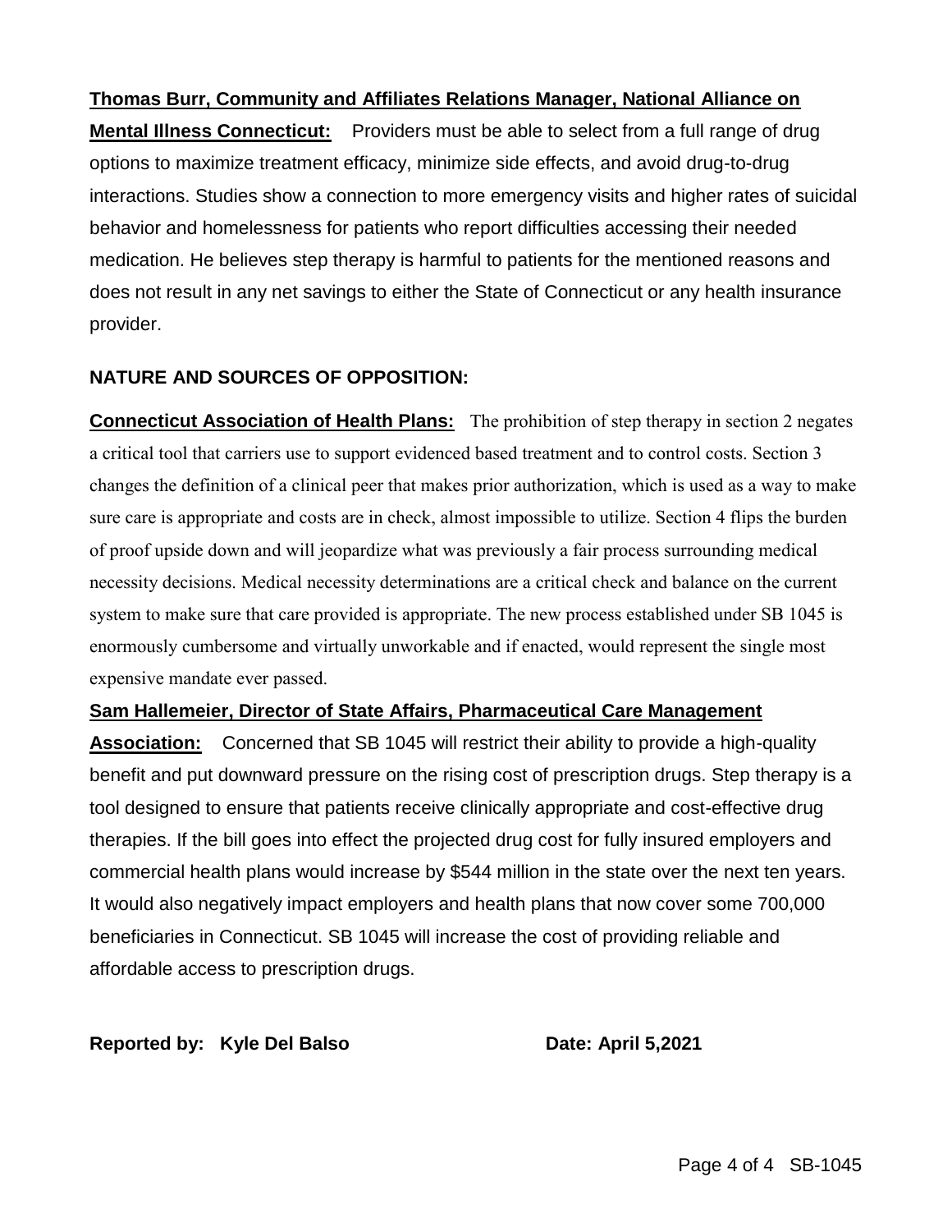**Thomas Burr, Community and Affiliates Relations Manager, National Alliance on Mental Illness Connecticut:** Providers must be able to select from a full range of drug options to maximize treatment efficacy, minimize side effects, and avoid drug-to-drug interactions. Studies show a connection to more emergency visits and higher rates of suicidal behavior and homelessness for patients who report difficulties accessing their needed medication. He believes step therapy is harmful to patients for the mentioned reasons and does not result in any net savings to either the State of Connecticut or any health insurance provider.

**NATURE AND SOURCES OF OPPOSITION:**

**Connecticut Association of Health Plans:** The prohibition of step therapy in section 2 negates a critical tool that carriers use to support evidenced based treatment and to control costs. Section 3 changes the definition of a clinical peer that makes prior authorization, which is used as a way to make sure care is appropriate and costs are in check, almost impossible to utilize. Section 4 flips the burden of proof upside down and will jeopardize what was previously a fair process surrounding medical necessity decisions. Medical necessity determinations are a critical check and balance on the current system to make sure that care provided is appropriate. The new process established under SB 1045 is enormously cumbersome and virtually unworkable and if enacted, would represent the single most expensive mandate ever passed.

**Sam Hallemeier, Director of State Affairs, Pharmaceutical Care Management Association:** Concerned that SB 1045 will restrict their ability to provide a high-quality benefit and put downward pressure on the rising cost of prescription drugs. Step therapy is a tool designed to ensure that patients receive clinically appropriate and cost-effective drug therapies. If the bill goes into effect the projected drug cost for fully insured employers and commercial health plans would increase by $544 million in the state over the next ten years. It would also negatively impact employers and health plans that now cover some 700,000 beneficiaries in Connecticut. SB 1045 will increase the cost of providing reliable and affordable access to prescription drugs.

**Reported by: Kyle Del Balso** **Date: April 5,2021**